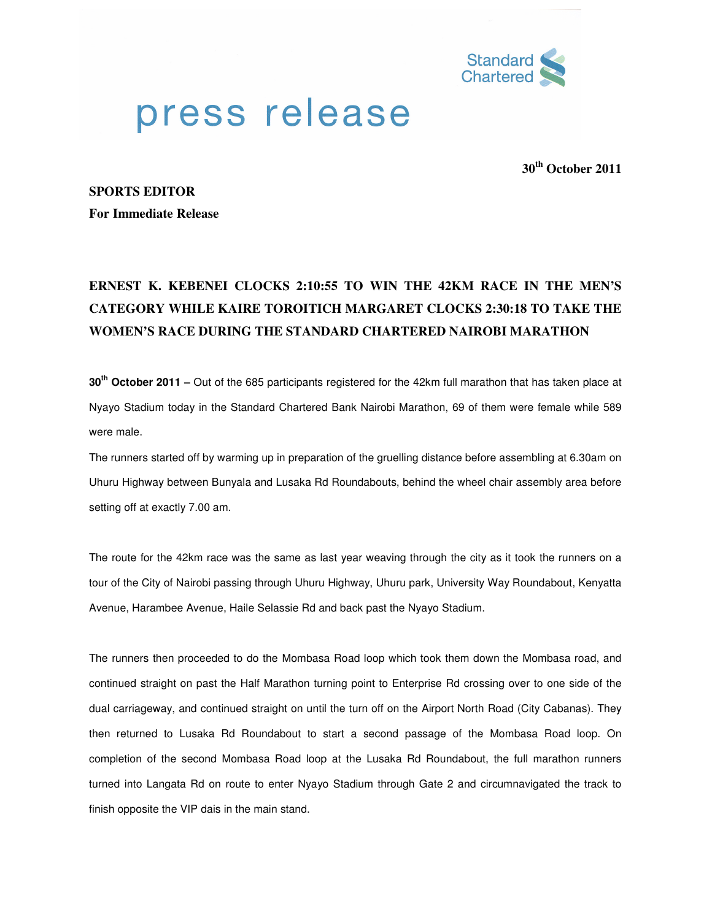Standard Chartered

# press release

**30th October 2011**

**SPORTS EDITOR**
**For Immediate Release**

## ERNEST K. KEBENEI CLOCKS 2:10:55 TO WIN THE 42KM RACE IN THE MEN'S CATEGORY WHILE KAIRE TOROITICH MARGARET CLOCKS 2:30:18 TO TAKE THE WOMEN'S RACE DURING THE STANDARD CHARTERED NAIROBI MARATHON

**30th October 2011 –** Out of the 685 participants registered for the 42km full marathon that has taken place at Nyayo Stadium today in the Standard Chartered Bank Nairobi Marathon, 69 of them were female while 589 were male.

The runners started off by warming up in preparation of the gruelling distance before assembling at 6.30am on Uhuru Highway between Bunyala and Lusaka Rd Roundabouts, behind the wheel chair assembly area before setting off at exactly 7.00 am.

The route for the 42km race was the same as last year weaving through the city as it took the runners on a tour of the City of Nairobi passing through Uhuru Highway, Uhuru park, University Way Roundabout, Kenyatta Avenue, Harambee Avenue, Haile Selassie Rd and back past the Nyayo Stadium.

The runners then proceeded to do the Mombasa Road loop which took them down the Mombasa road, and continued straight on past the Half Marathon turning point to Enterprise Rd crossing over to one side of the dual carriageway, and continued straight on until the turn off on the Airport North Road (City Cabanas). They then returned to Lusaka Rd Roundabout to start a second passage of the Mombasa Road loop. On completion of the second Mombasa Road loop at the Lusaka Rd Roundabout, the full marathon runners turned into Langata Rd on route to enter Nyayo Stadium through Gate 2 and circumnavigated the track to finish opposite the VIP dais in the main stand.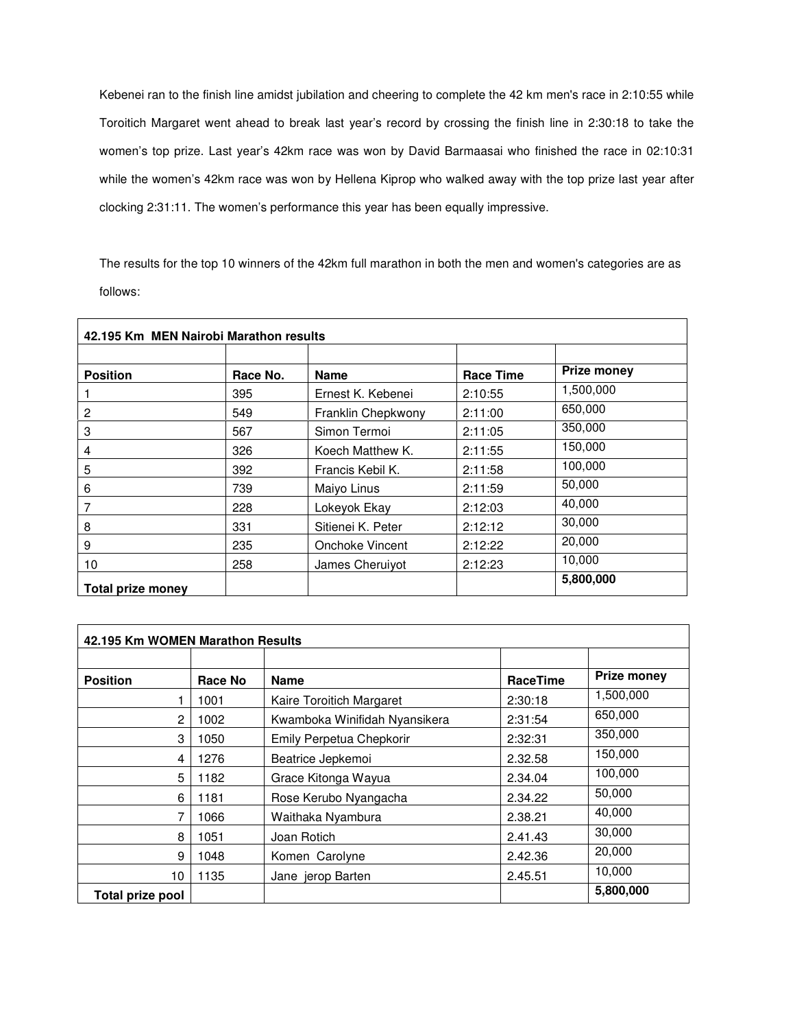Kebenei ran to the finish line amidst jubilation and cheering to complete the 42 km men's race in 2:10:55 while Toroitich Margaret went ahead to break last year's record by crossing the finish line in 2:30:18 to take the women's top prize. Last year's 42km race was won by David Barmaasai who finished the race in 02:10:31 while the women's 42km race was won by Hellena Kiprop who walked away with the top prize last year after clocking 2:31:11. The women's performance this year has been equally impressive.

The results for the top 10 winners of the 42km full marathon in both the men and women's categories are as follows:

| **42.195 Km MEN Nairobi Marathon results** | | | | |
|---|---|---|---|---|
| | | | | |
| **Position** | **Race No.** | **Name** | **Race Time** | **Prize money** |
| 1 | 395 | Ernest K. Kebenei | 2:10:55 | 1,500,000 |
| 2 | 549 | Franklin Chepkwony | 2:11:00 | 650,000 |
| 3 | 567 | Simon Termoi | 2:11:05 | 350,000 |
| 4 | 326 | Koech Matthew K. | 2:11:55 | 150,000 |
| 5 | 392 | Francis Kebil K. | 2:11:58 | 100,000 |
| 6 | 739 | Maiyo Linus | 2:11:59 | 50,000 |
| 7 | 228 | Lokeyok Ekay | 2:12:03 | 40,000 |
| 8 | 331 | Sitienei K. Peter | 2:12:12 | 30,000 |
| 9 | 235 | Onchoke Vincent | 2:12:22 | 20,000 |
| 10 | 258 | James Cheruiyot | 2:12:23 | 10,000 |
| **Total prize money** | | | | **5,800,000** |

| **42.195 Km WOMEN Marathon Results** | | | | |
|---|---|---|---|---|
| | | | | |
| **Position** | **Race No** | **Name** | **RaceTime** | **Prize money** |
| 1 | 1001 | Kaire Toroitich Margaret | 2:30:18 | 1,500,000 |
| 2 | 1002 | Kwamboka Winifidah Nyansikera | 2:31:54 | 650,000 |
| 3 | 1050 | Emily Perpetua Chepkorir | 2:32:31 | 350,000 |
| 4 | 1276 | Beatrice Jepkemoi | 2.32.58 | 150,000 |
| 5 | 1182 | Grace Kitonga Wayua | 2.34.04 | 100,000 |
| 6 | 1181 | Rose Kerubo Nyangacha | 2.34.22 | 50,000 |
| 7 | 1066 | Waithaka Nyambura | 2.38.21 | 40,000 |
| 8 | 1051 | Joan Rotich | 2.41.43 | 30,000 |
| 9 | 1048 | Komen Carolyne | 2.42.36 | 20,000 |
| 10 | 1135 | Jane jerop Barten | 2.45.51 | 10,000 |
| **Total prize pool** | | | | **5,800,000** |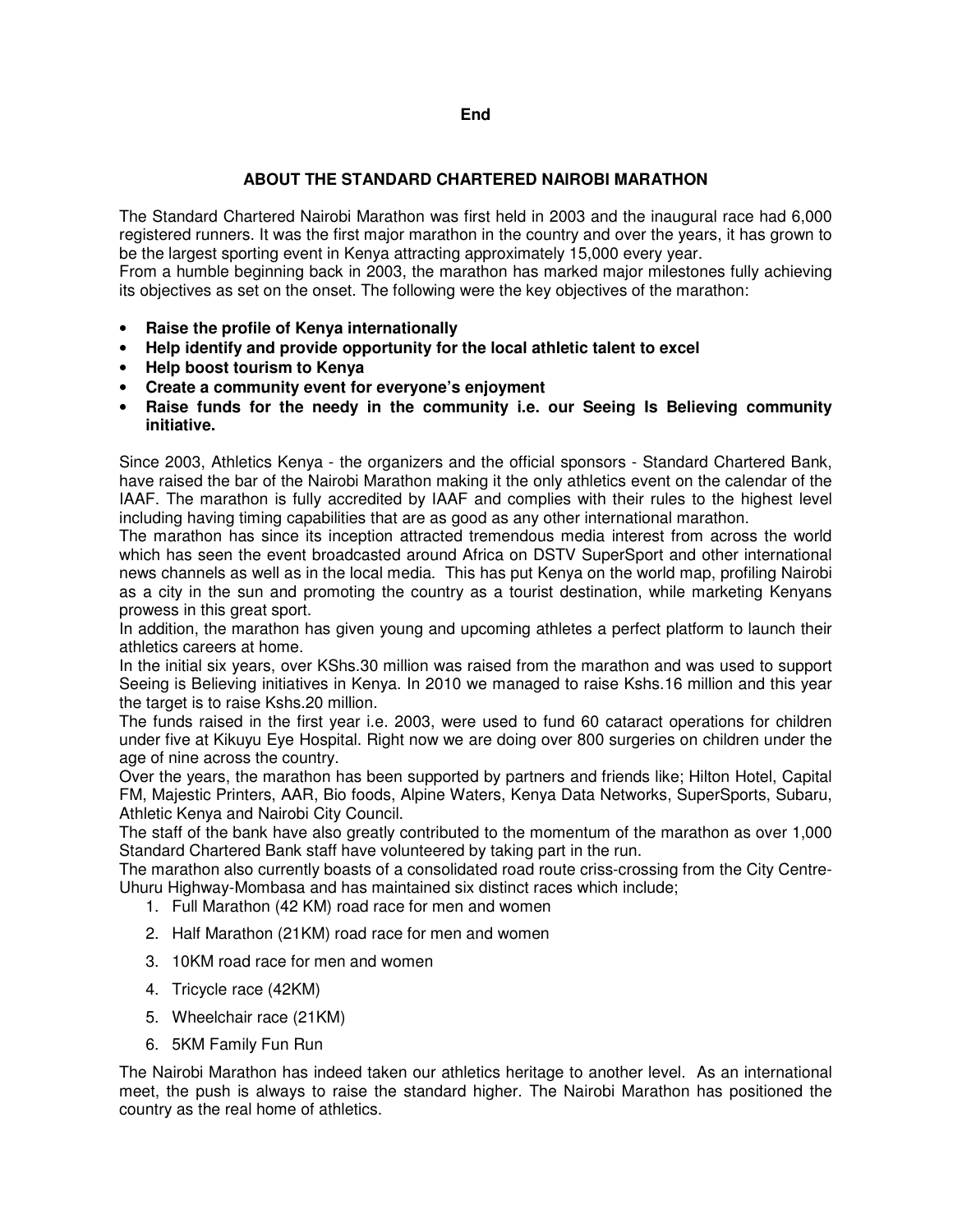**End**

## ABOUT THE STANDARD CHARTERED NAIROBI MARATHON

The Standard Chartered Nairobi Marathon was first held in 2003 and the inaugural race had 6,000 registered runners. It was the first major marathon in the country and over the years, it has grown to be the largest sporting event in Kenya attracting approximately 15,000 every year.
From a humble beginning back in 2003, the marathon has marked major milestones fully achieving its objectives as set on the onset. The following were the key objectives of the marathon:

- **Raise the profile of Kenya internationally**
- **Help identify and provide opportunity for the local athletic talent to excel**
- **Help boost tourism to Kenya**
- **Create a community event for everyone's enjoyment**
- **Raise funds for the needy in the community i.e. our Seeing Is Believing community initiative.**

Since 2003, Athletics Kenya - the organizers and the official sponsors - Standard Chartered Bank, have raised the bar of the Nairobi Marathon making it the only athletics event on the calendar of the IAAF. The marathon is fully accredited by IAAF and complies with their rules to the highest level including having timing capabilities that are as good as any other international marathon.
The marathon has since its inception attracted tremendous media interest from across the world which has seen the event broadcasted around Africa on DSTV SuperSport and other international news channels as well as in the local media. This has put Kenya on the world map, profiling Nairobi as a city in the sun and promoting the country as a tourist destination, while marketing Kenyans prowess in this great sport.
In addition, the marathon has given young and upcoming athletes a perfect platform to launch their athletics careers at home.
In the initial six years, over KShs.30 million was raised from the marathon and was used to support Seeing is Believing initiatives in Kenya. In 2010 we managed to raise Kshs.16 million and this year the target is to raise Kshs.20 million.
The funds raised in the first year i.e. 2003, were used to fund 60 cataract operations for children under five at Kikuyu Eye Hospital. Right now we are doing over 800 surgeries on children under the age of nine across the country.
Over the years, the marathon has been supported by partners and friends like; Hilton Hotel, Capital FM, Majestic Printers, AAR, Bio foods, Alpine Waters, Kenya Data Networks, SuperSports, Subaru, Athletic Kenya and Nairobi City Council.
The staff of the bank have also greatly contributed to the momentum of the marathon as over 1,000 Standard Chartered Bank staff have volunteered by taking part in the run.
The marathon also currently boasts of a consolidated road route criss-crossing from the City Centre-Uhuru Highway-Mombasa and has maintained six distinct races which include;

1. Full Marathon (42 KM) road race for men and women
2. Half Marathon (21KM) road race for men and women
3. 10KM road race for men and women
4. Tricycle race (42KM)
5. Wheelchair race (21KM)
6. 5KM Family Fun Run

The Nairobi Marathon has indeed taken our athletics heritage to another level. As an international meet, the push is always to raise the standard higher. The Nairobi Marathon has positioned the country as the real home of athletics.